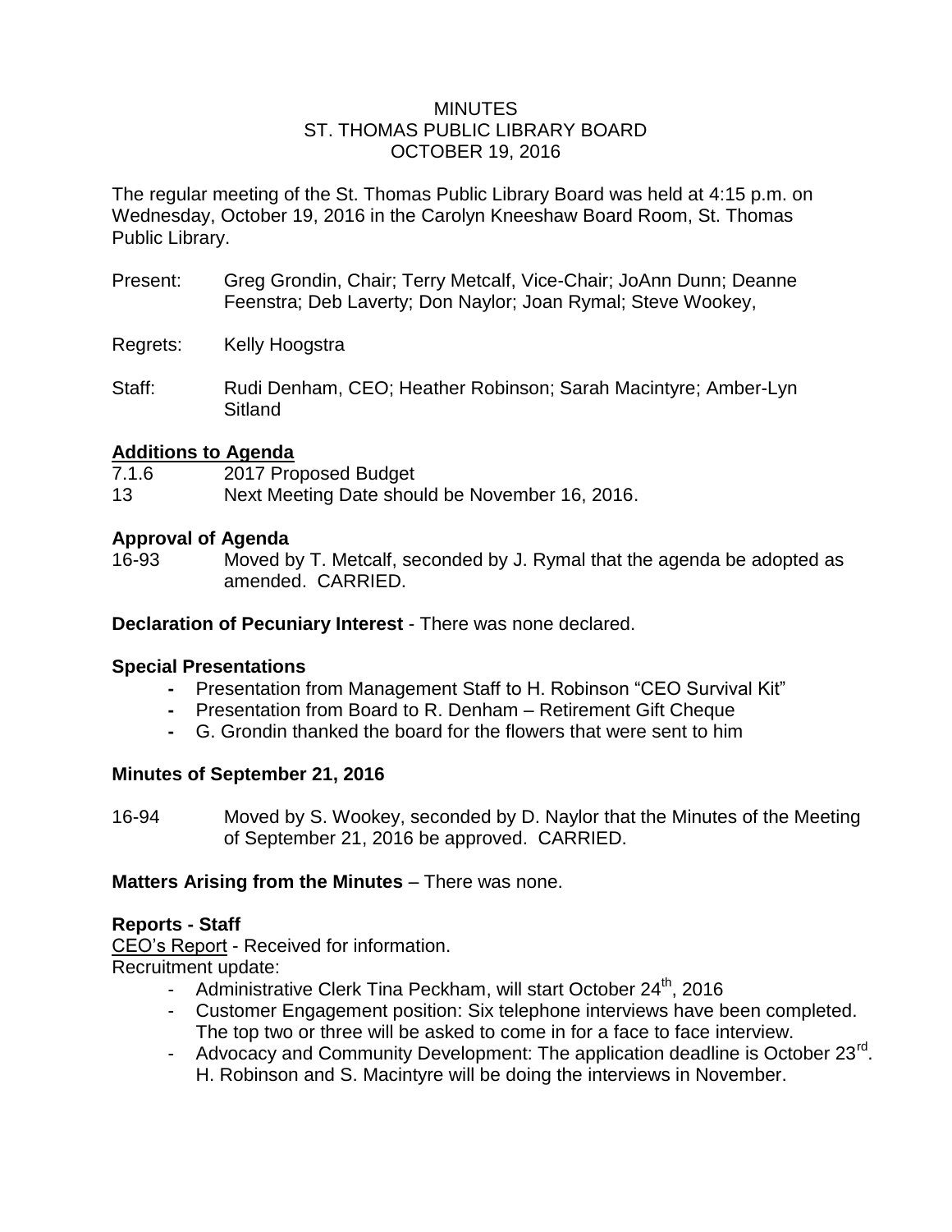MINUTES
ST. THOMAS PUBLIC LIBRARY BOARD
OCTOBER 19, 2016

The regular meeting of the St. Thomas Public Library Board was held at 4:15 p.m. on Wednesday, October 19, 2016 in the Carolyn Kneeshaw Board Room, St. Thomas Public Library.

Present: Greg Grondin, Chair; Terry Metcalf, Vice-Chair; JoAnn Dunn; Deanne Feenstra; Deb Laverty; Don Naylor; Joan Rymal; Steve Wookey,

Regrets: Kelly Hoogstra

Staff: Rudi Denham, CEO; Heather Robinson; Sarah Macintyre; Amber-Lyn Sitland

**Additions to Agenda**

7.1.6 2017 Proposed Budget

13 Next Meeting Date should be November 16, 2016.

**Approval of Agenda**

16-93 Moved by T. Metcalf, seconded by J. Rymal that the agenda be adopted as amended. CARRIED.

**Declaration of Pecuniary Interest** - There was none declared.

**Special Presentations**

- Presentation from Management Staff to H. Robinson "CEO Survival Kit"
- Presentation from Board to R. Denham – Retirement Gift Cheque
- G. Grondin thanked the board for the flowers that were sent to him

**Minutes of September 21, 2016**

16-94 Moved by S. Wookey, seconded by D. Naylor that the Minutes of the Meeting of September 21, 2016 be approved. CARRIED.

**Matters Arising from the Minutes** – There was none.

**Reports - Staff**

CEO's Report - Received for information.

Recruitment update:

- Administrative Clerk Tina Peckham, will start October 24th, 2016
- Customer Engagement position: Six telephone interviews have been completed. The top two or three will be asked to come in for a face to face interview.
- Advocacy and Community Development: The application deadline is October 23rd. H. Robinson and S. Macintyre will be doing the interviews in November.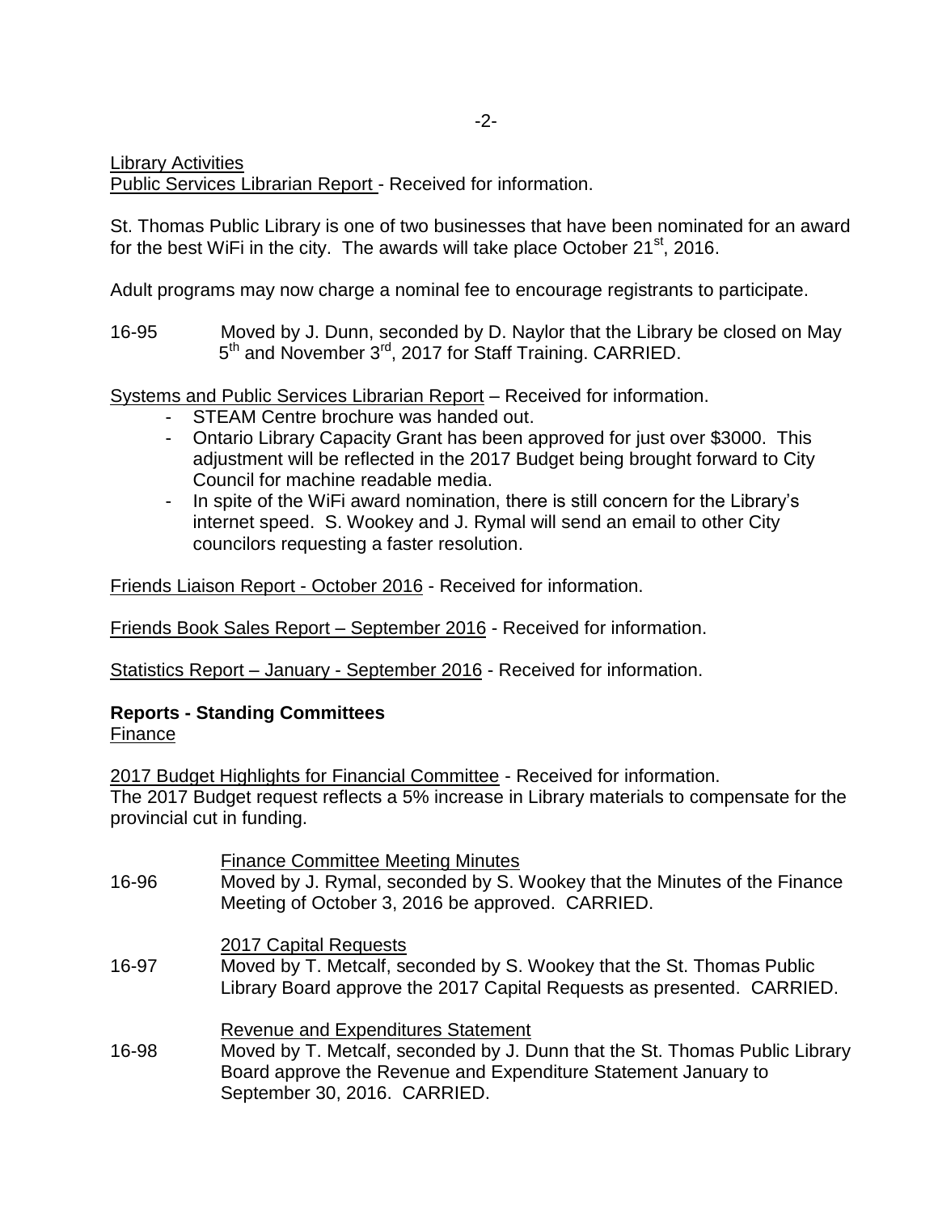Library Activities

Public Services Librarian Report - Received for information.

St. Thomas Public Library is one of two businesses that have been nominated for an award for the best WiFi in the city. The awards will take place October 21st, 2016.

Adult programs may now charge a nominal fee to encourage registrants to participate.

16-95 Moved by J. Dunn, seconded by D. Naylor that the Library be closed on May 5th and November 3rd, 2017 for Staff Training. CARRIED.

Systems and Public Services Librarian Report – Received for information.

- STEAM Centre brochure was handed out.
- Ontario Library Capacity Grant has been approved for just over $3000. This adjustment will be reflected in the 2017 Budget being brought forward to City Council for machine readable media.
- In spite of the WiFi award nomination, there is still concern for the Library's internet speed. S. Wookey and J. Rymal will send an email to other City councilors requesting a faster resolution.

Friends Liaison Report - October 2016 - Received for information.

Friends Book Sales Report – September 2016 - Received for information.

Statistics Report – January - September 2016 - Received for information.

**Reports - Standing Committees**

Finance

2017 Budget Highlights for Financial Committee - Received for information.
The 2017 Budget request reflects a 5% increase in Library materials to compensate for the provincial cut in funding.

Finance Committee Meeting Minutes

16-96 Moved by J. Rymal, seconded by S. Wookey that the Minutes of the Finance Meeting of October 3, 2016 be approved. CARRIED.

2017 Capital Requests

16-97 Moved by T. Metcalf, seconded by S. Wookey that the St. Thomas Public Library Board approve the 2017 Capital Requests as presented. CARRIED.

Revenue and Expenditures Statement

16-98 Moved by T. Metcalf, seconded by J. Dunn that the St. Thomas Public Library Board approve the Revenue and Expenditure Statement January to September 30, 2016. CARRIED.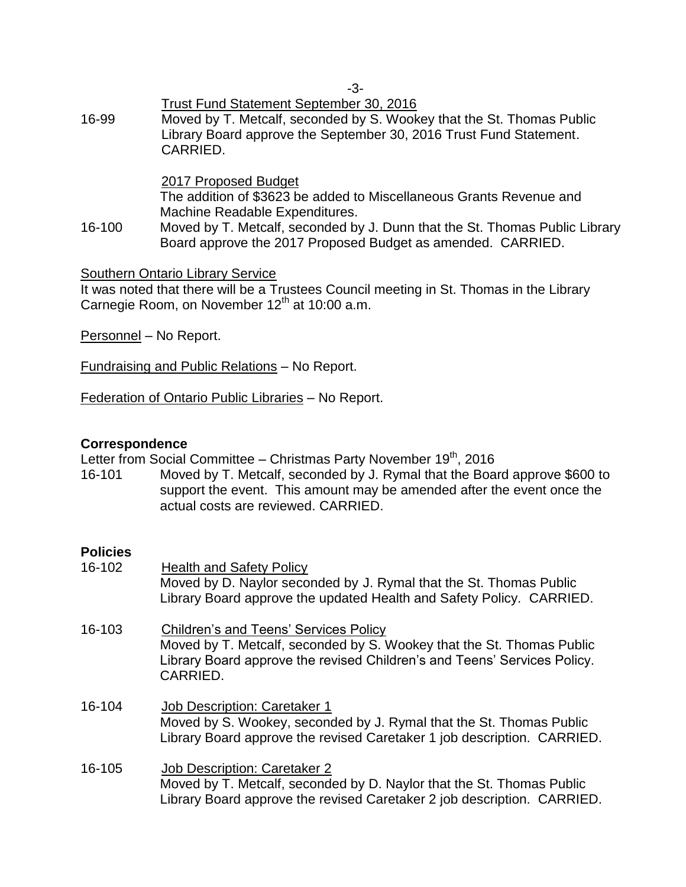<u>Trust Fund Statement September 30, 2016</u>

16-99 Moved by T. Metcalf, seconded by S. Wookey that the St. Thomas Public Library Board approve the September 30, 2016 Trust Fund Statement. CARRIED.

<u>2017 Proposed Budget</u>

The addition of $3623 be added to Miscellaneous Grants Revenue and Machine Readable Expenditures.

16-100 Moved by T. Metcalf, seconded by J. Dunn that the St. Thomas Public Library Board approve the 2017 Proposed Budget as amended. CARRIED.

<u>Southern Ontario Library Service</u>

It was noted that there will be a Trustees Council meeting in St. Thomas in the Library Carnegie Room, on November 12th at 10:00 a.m.

<u>Personnel</u> – No Report.

<u>Fundraising and Public Relations</u> – No Report.

<u>Federation of Ontario Public Libraries</u> – No Report.

**Correspondence**

Letter from Social Committee – Christmas Party November 19th, 2016

16-101 Moved by T. Metcalf, seconded by J. Rymal that the Board approve $600 to support the event. This amount may be amended after the event once the actual costs are reviewed. CARRIED.

**Policies**

16-102 <u>Health and Safety Policy</u>

Moved by D. Naylor seconded by J. Rymal that the St. Thomas Public Library Board approve the updated Health and Safety Policy. CARRIED.

16-103 <u>Children's and Teens' Services Policy</u>

Moved by T. Metcalf, seconded by S. Wookey that the St. Thomas Public Library Board approve the revised Children's and Teens' Services Policy. CARRIED.

16-104 <u>Job Description: Caretaker 1</u>

Moved by S. Wookey, seconded by J. Rymal that the St. Thomas Public Library Board approve the revised Caretaker 1 job description. CARRIED.

16-105 <u>Job Description: Caretaker 2</u>

Moved by T. Metcalf, seconded by D. Naylor that the St. Thomas Public Library Board approve the revised Caretaker 2 job description. CARRIED.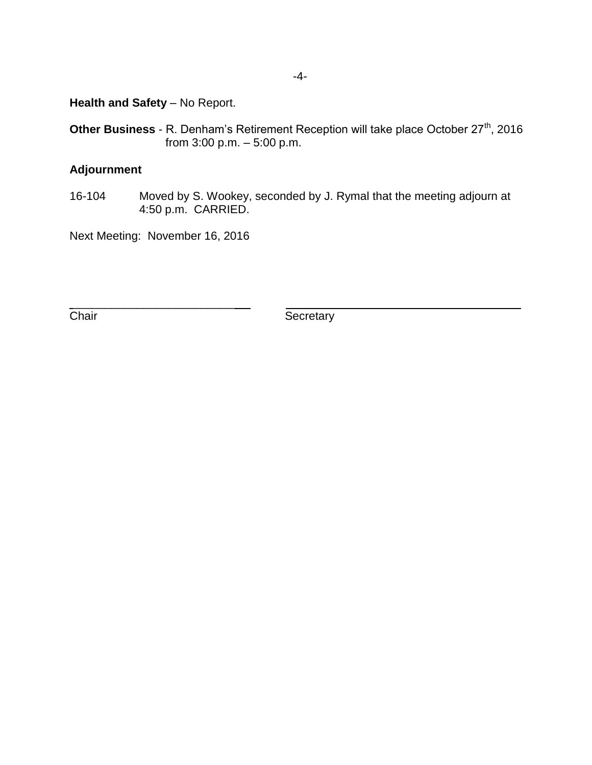**Health and Safety** – No Report.

**Other Business** - R. Denham's Retirement Reception will take place October 27th, 2016 from 3:00 p.m. – 5:00 p.m.

**Adjournment**

16-104 Moved by S. Wookey, seconded by J. Rymal that the meeting adjourn at 4:50 p.m. CARRIED.

Next Meeting: November 16, 2016

\_\_\_\_\_\_\_\_\_\_\_\_\_\_\_\_\_\_\_\_\_\_\_\_\_\_\_\_
Chair

\_\_\_\_\_\_\_\_\_\_\_\_\_\_\_\_\_\_\_\_\_\_\_\_\_\_\_\_
Secretary